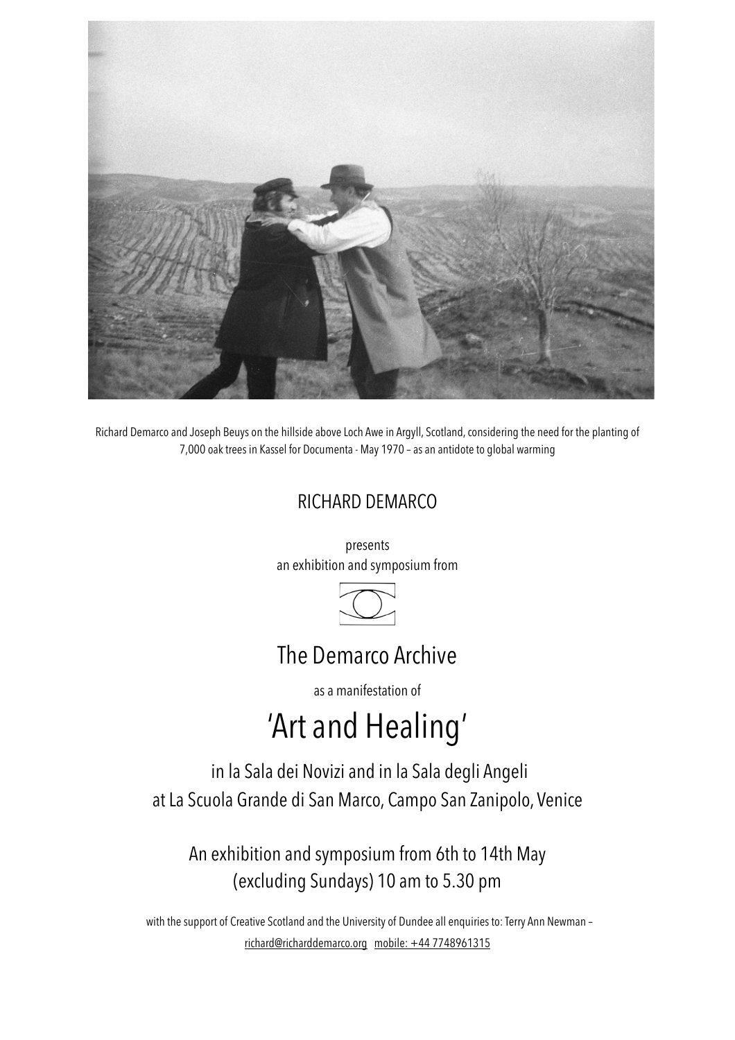Richard Demarco and Joseph Beuys on the hillside above Loch Awe in Argyll, Scotland, considering the need for the planting of 7,000 oak trees in Kassel for Documenta - May 1970 – as an antidote to global warming

RICHARD DEMARCO

presents
an exhibition and symposium from

## The Demarco Archive

as a manifestation of

# 'Art and Healing'

in la Sala dei Novizi and in la Sala degli Angeli
at La Scuola Grande di San Marco, Campo San Zanipolo, Venice

An exhibition and symposium from 6th to 14th May
(excluding Sundays) 10 am to 5.30 pm

with the support of Creative Scotland and the University of Dundee all enquiries to: Terry Ann Newman –
richard@richarddemarco.org mobile: +44 7748961315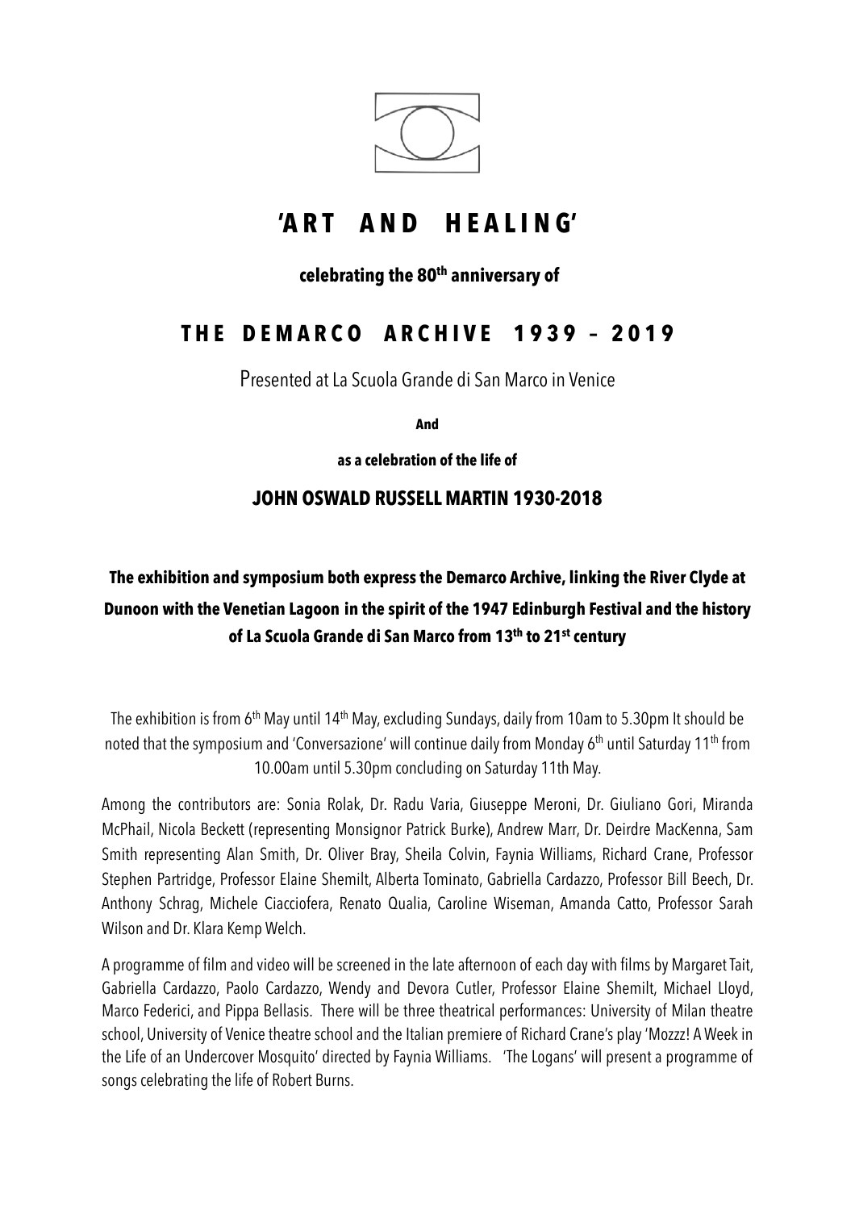# 'ART AND HEALING'

**celebrating the 80th anniversary of**

## THE DEMARCO ARCHIVE 1939 – 2019

Presented at La Scuola Grande di San Marco in Venice

**And**

**as a celebration of the life of**

### JOHN OSWALD RUSSELL MARTIN 1930-2018

**The exhibition and symposium both express the Demarco Archive, linking the River Clyde at Dunoon with the Venetian Lagoon in the spirit of the 1947 Edinburgh Festival and the history of La Scuola Grande di San Marco from 13th to 21st century**

The exhibition is from 6th May until 14th May, excluding Sundays, daily from 10am to 5.30pm It should be noted that the symposium and 'Conversazione' will continue daily from Monday 6th until Saturday 11th from 10.00am until 5.30pm concluding on Saturday 11th May.

Among the contributors are: Sonia Rolak, Dr. Radu Varia, Giuseppe Meroni, Dr. Giuliano Gori, Miranda McPhail, Nicola Beckett (representing Monsignor Patrick Burke), Andrew Marr, Dr. Deirdre MacKenna, Sam Smith representing Alan Smith, Dr. Oliver Bray, Sheila Colvin, Faynia Williams, Richard Crane, Professor Stephen Partridge, Professor Elaine Shemilt, Alberta Tominato, Gabriella Cardazzo, Professor Bill Beech, Dr. Anthony Schrag, Michele Ciacciofera, Renato Qualia, Caroline Wiseman, Amanda Catto, Professor Sarah Wilson and Dr. Klara Kemp Welch.

A programme of film and video will be screened in the late afternoon of each day with films by Margaret Tait, Gabriella Cardazzo, Paolo Cardazzo, Wendy and Devora Cutler, Professor Elaine Shemilt, Michael Lloyd, Marco Federici, and Pippa Bellasis. There will be three theatrical performances: University of Milan theatre school, University of Venice theatre school and the Italian premiere of Richard Crane's play 'Mozzz! A Week in the Life of an Undercover Mosquito' directed by Faynia Williams. 'The Logans' will present a programme of songs celebrating the life of Robert Burns.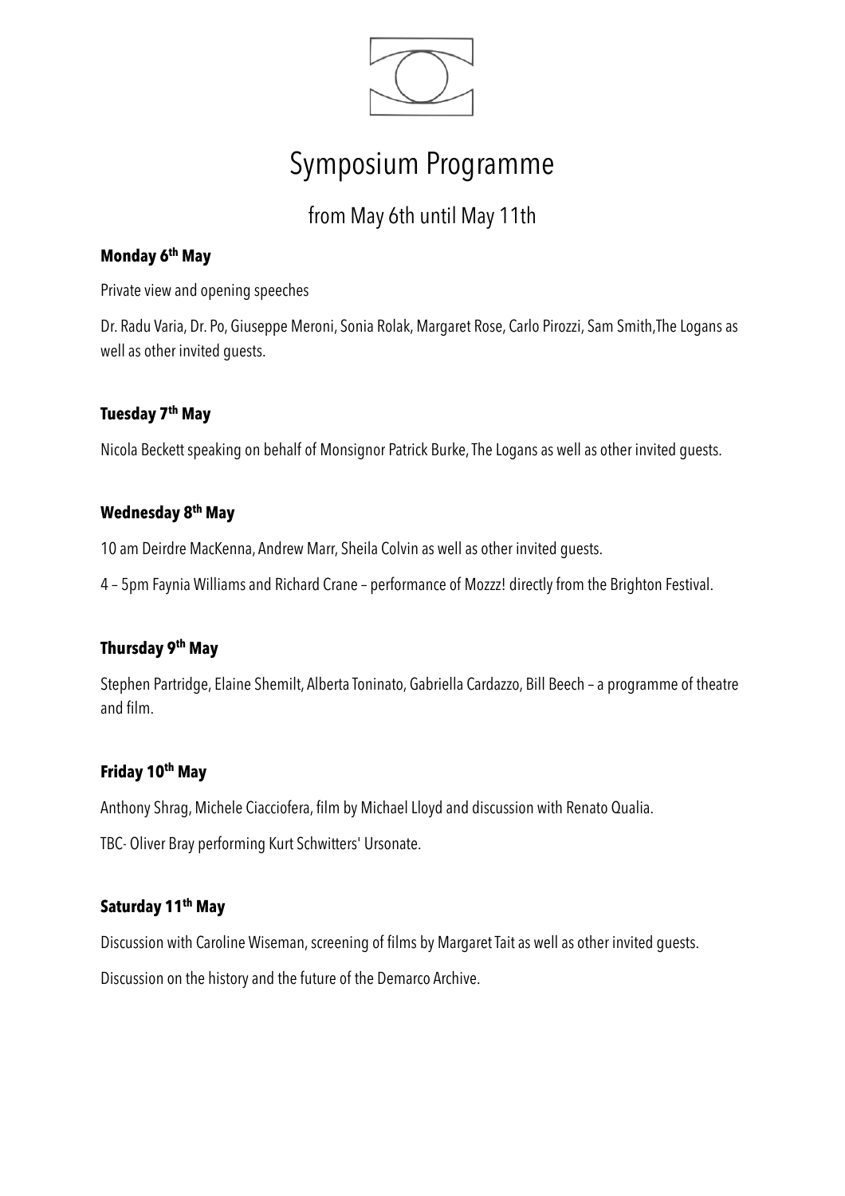# Symposium Programme

## from May 6th until May 11th

**Monday 6th May**

Private view and opening speeches

Dr. Radu Varia, Dr. Po, Giuseppe Meroni, Sonia Rolak, Margaret Rose, Carlo Pirozzi, Sam Smith,The Logans as well as other invited guests.

**Tuesday 7th May**

Nicola Beckett speaking on behalf of Monsignor Patrick Burke, The Logans as well as other invited guests.

**Wednesday 8th May**

10 am Deirdre MacKenna, Andrew Marr, Sheila Colvin as well as other invited guests.

4 – 5pm Faynia Williams and Richard Crane – performance of Mozzz! directly from the Brighton Festival.

**Thursday 9th May**

Stephen Partridge, Elaine Shemilt, Alberta Toninato, Gabriella Cardazzo, Bill Beech – a programme of theatre and film.

**Friday 10th May**

Anthony Shrag, Michele Ciacciofera, film by Michael Lloyd and discussion with Renato Qualia.

TBC- Oliver Bray performing Kurt Schwitters' Ursonate.

**Saturday 11th May**

Discussion with Caroline Wiseman, screening of films by Margaret Tait as well as other invited guests.

Discussion on the history and the future of the Demarco Archive.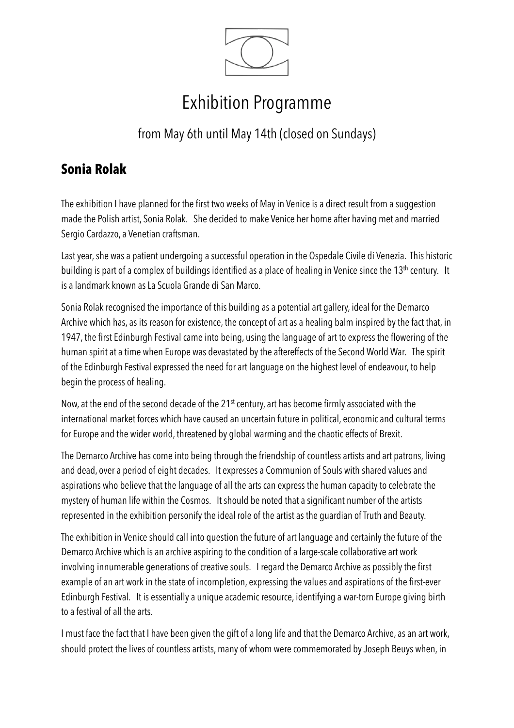# Exhibition Programme

## from May 6th until May 14th (closed on Sundays)

### Sonia Rolak

The exhibition I have planned for the first two weeks of May in Venice is a direct result from a suggestion made the Polish artist, Sonia Rolak. She decided to make Venice her home after having met and married Sergio Cardazzo, a Venetian craftsman.

Last year, she was a patient undergoing a successful operation in the Ospedale Civile di Venezia. This historic building is part of a complex of buildings identified as a place of healing in Venice since the 13th century. It is a landmark known as La Scuola Grande di San Marco.

Sonia Rolak recognised the importance of this building as a potential art gallery, ideal for the Demarco Archive which has, as its reason for existence, the concept of art as a healing balm inspired by the fact that, in 1947, the first Edinburgh Festival came into being, using the language of art to express the flowering of the human spirit at a time when Europe was devastated by the aftereffects of the Second World War. The spirit of the Edinburgh Festival expressed the need for art language on the highest level of endeavour, to help begin the process of healing.

Now, at the end of the second decade of the 21st century, art has become firmly associated with the international market forces which have caused an uncertain future in political, economic and cultural terms for Europe and the wider world, threatened by global warming and the chaotic effects of Brexit.

The Demarco Archive has come into being through the friendship of countless artists and art patrons, living and dead, over a period of eight decades. It expresses a Communion of Souls with shared values and aspirations who believe that the language of all the arts can express the human capacity to celebrate the mystery of human life within the Cosmos. It should be noted that a significant number of the artists represented in the exhibition personify the ideal role of the artist as the guardian of Truth and Beauty.

The exhibition in Venice should call into question the future of art language and certainly the future of the Demarco Archive which is an archive aspiring to the condition of a large-scale collaborative art work involving innumerable generations of creative souls. I regard the Demarco Archive as possibly the first example of an art work in the state of incompletion, expressing the values and aspirations of the first-ever Edinburgh Festival. It is essentially a unique academic resource, identifying a war-torn Europe giving birth to a festival of all the arts.

I must face the fact that I have been given the gift of a long life and that the Demarco Archive, as an art work, should protect the lives of countless artists, many of whom were commemorated by Joseph Beuys when, in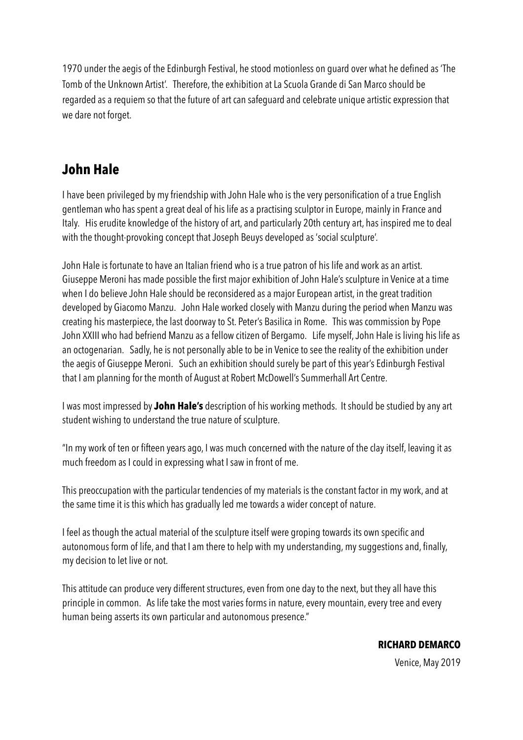1970 under the aegis of the Edinburgh Festival, he stood motionless on guard over what he defined as 'The Tomb of the Unknown Artist'. Therefore, the exhibition at La Scuola Grande di San Marco should be regarded as a requiem so that the future of art can safeguard and celebrate unique artistic expression that we dare not forget.

## John Hale

I have been privileged by my friendship with John Hale who is the very personification of a true English gentleman who has spent a great deal of his life as a practising sculptor in Europe, mainly in France and Italy. His erudite knowledge of the history of art, and particularly 20th century art, has inspired me to deal with the thought-provoking concept that Joseph Beuys developed as 'social sculpture'.

John Hale is fortunate to have an Italian friend who is a true patron of his life and work as an artist. Giuseppe Meroni has made possible the first major exhibition of John Hale's sculpture in Venice at a time when I do believe John Hale should be reconsidered as a major European artist, in the great tradition developed by Giacomo Manzu. John Hale worked closely with Manzu during the period when Manzu was creating his masterpiece, the last doorway to St. Peter's Basilica in Rome. This was commission by Pope John XXIII who had befriend Manzu as a fellow citizen of Bergamo. Life myself, John Hale is living his life as an octogenarian. Sadly, he is not personally able to be in Venice to see the reality of the exhibition under the aegis of Giuseppe Meroni. Such an exhibition should surely be part of this year's Edinburgh Festival that I am planning for the month of August at Robert McDowell's Summerhall Art Centre.

I was most impressed by **John Hale's** description of his working methods. It should be studied by any art student wishing to understand the true nature of sculpture.

"In my work of ten or fifteen years ago, I was much concerned with the nature of the clay itself, leaving it as much freedom as I could in expressing what I saw in front of me.

This preoccupation with the particular tendencies of my materials is the constant factor in my work, and at the same time it is this which has gradually led me towards a wider concept of nature.

I feel as though the actual material of the sculpture itself were groping towards its own specific and autonomous form of life, and that I am there to help with my understanding, my suggestions and, finally, my decision to let live or not.

This attitude can produce very different structures, even from one day to the next, but they all have this principle in common. As life take the most varies forms in nature, every mountain, every tree and every human being asserts its own particular and autonomous presence."

**RICHARD DEMARCO**

Venice, May 2019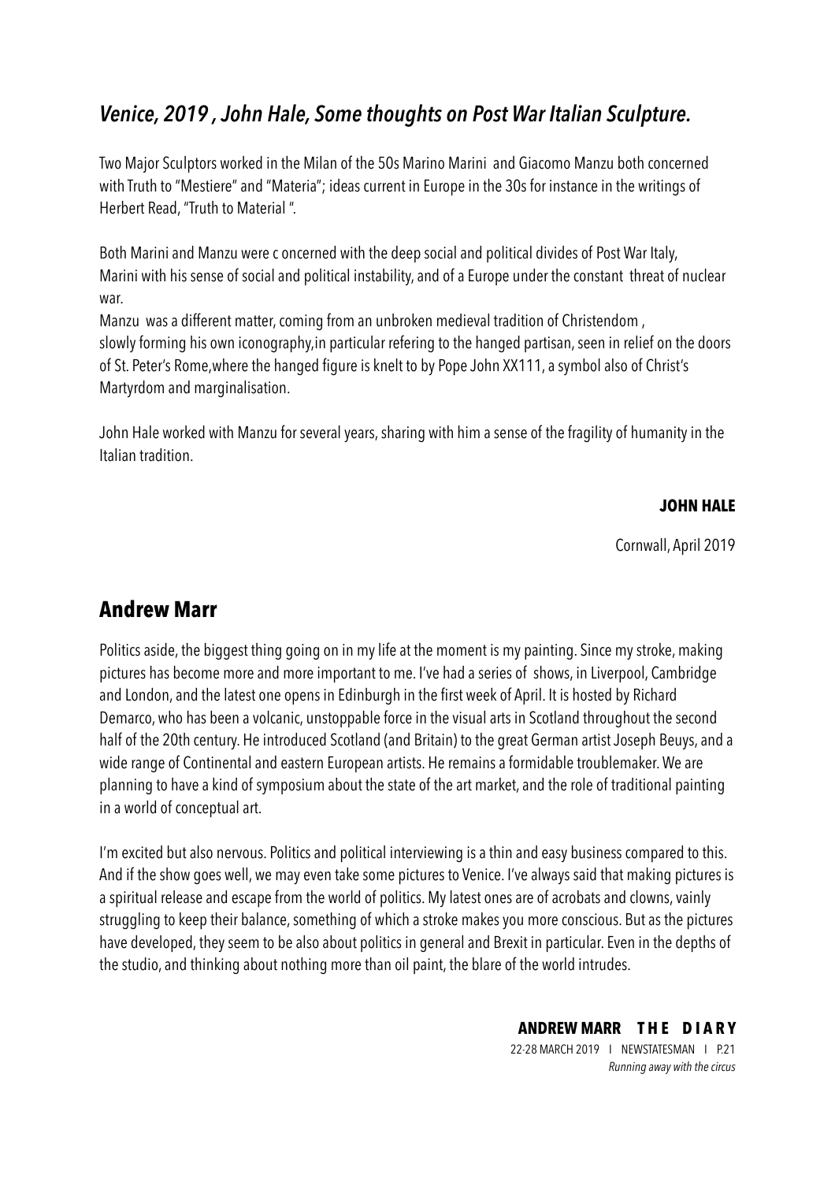## *Venice, 2019 , John Hale, Some thoughts on Post War Italian Sculpture.*

Two Major Sculptors worked in the Milan of the 50s Marino Marini and Giacomo Manzu both concerned with Truth to "Mestiere" and "Materia"; ideas current in Europe in the 30s for instance in the writings of Herbert Read, "Truth to Material ".

Both Marini and Manzu were c oncerned with the deep social and political divides of Post War Italy, Marini with his sense of social and political instability, and of a Europe under the constant threat of nuclear war.

Manzu was a different matter, coming from an unbroken medieval tradition of Christendom , slowly forming his own iconography,in particular refering to the hanged partisan, seen in relief on the doors of St. Peter's Rome,where the hanged figure is knelt to by Pope John XX111, a symbol also of Christ's Martyrdom and marginalisation.

John Hale worked with Manzu for several years, sharing with him a sense of the fragility of humanity in the Italian tradition.

**JOHN HALE**

Cornwall, April 2019

## Andrew Marr

Politics aside, the biggest thing going on in my life at the moment is my painting. Since my stroke, making pictures has become more and more important to me. I've had a series of shows, in Liverpool, Cambridge and London, and the latest one opens in Edinburgh in the first week of April. It is hosted by Richard Demarco, who has been a volcanic, unstoppable force in the visual arts in Scotland throughout the second half of the 20th century. He introduced Scotland (and Britain) to the great German artist Joseph Beuys, and a wide range of Continental and eastern European artists. He remains a formidable troublemaker. We are planning to have a kind of symposium about the state of the art market, and the role of traditional painting in a world of conceptual art.

I'm excited but also nervous. Politics and political interviewing is a thin and easy business compared to this. And if the show goes well, we may even take some pictures to Venice. I've always said that making pictures is a spiritual release and escape from the world of politics. My latest ones are of acrobats and clowns, vainly struggling to keep their balance, something of which a stroke makes you more conscious. But as the pictures have developed, they seem to be also about politics in general and Brexit in particular. Even in the depths of the studio, and thinking about nothing more than oil paint, the blare of the world intrudes.

**ANDREW MARR THE DIARY**

22-28 MARCH 2019 I NEWSTATESMAN I P.21

*Running away with the circus*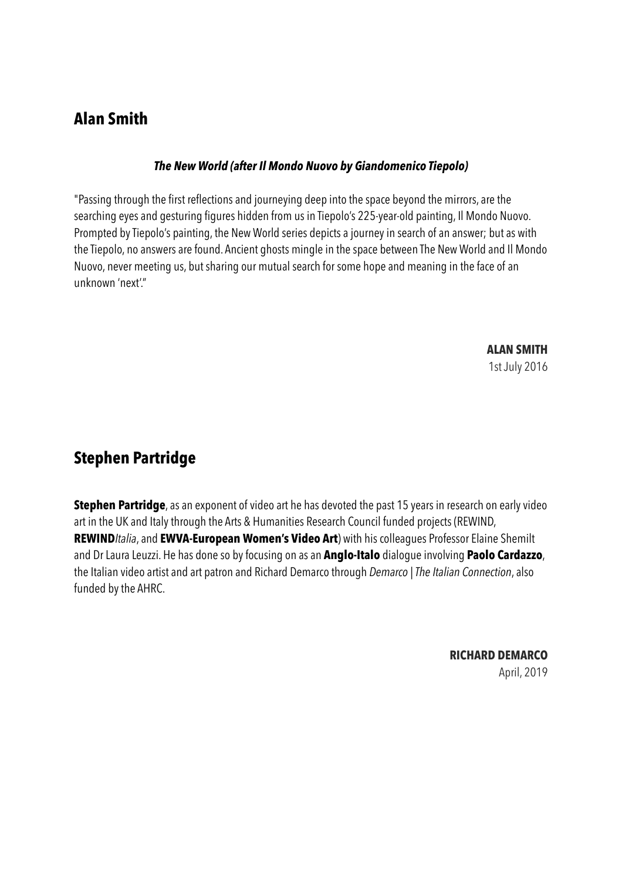## Alan Smith

***The New World (after Il Mondo Nuovo by Giandomenico Tiepolo)***

"Passing through the first reflections and journeying deep into the space beyond the mirrors, are the searching eyes and gesturing figures hidden from us in Tiepolo's 225-year-old painting, Il Mondo Nuovo. Prompted by Tiepolo's painting, the New World series depicts a journey in search of an answer; but as with the Tiepolo, no answers are found. Ancient ghosts mingle in the space between The New World and Il Mondo Nuovo, never meeting us, but sharing our mutual search for some hope and meaning in the face of an unknown 'next'."

**ALAN SMITH**
1st July 2016

## Stephen Partridge

**Stephen Partridge**, as an exponent of video art he has devoted the past 15 years in research on early video art in the UK and Italy through the Arts & Humanities Research Council funded projects (REWIND, **REWIND***Italia*, and **EWVA-European Women's Video Art**) with his colleagues Professor Elaine Shemilt and Dr Laura Leuzzi. He has done so by focusing on as an **Anglo-Italo** dialogue involving **Paolo Cardazzo**, the Italian video artist and art patron and Richard Demarco through *Demarco | The Italian Connection*, also funded by the AHRC.

**RICHARD DEMARCO**
April, 2019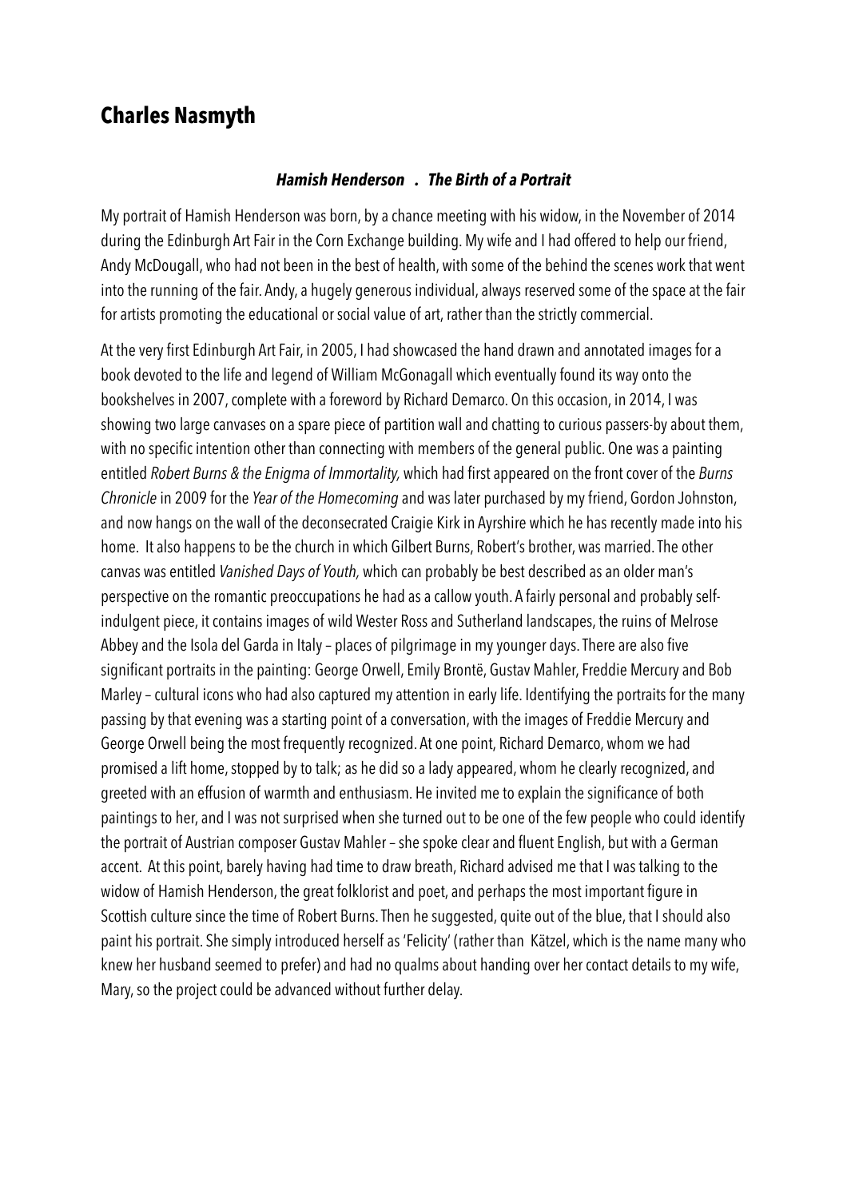# Charles Nasmyth

***Hamish Henderson . The Birth of a Portrait***

My portrait of Hamish Henderson was born, by a chance meeting with his widow, in the November of 2014 during the Edinburgh Art Fair in the Corn Exchange building. My wife and I had offered to help our friend, Andy McDougall, who had not been in the best of health, with some of the behind the scenes work that went into the running of the fair. Andy, a hugely generous individual, always reserved some of the space at the fair for artists promoting the educational or social value of art, rather than the strictly commercial.

At the very first Edinburgh Art Fair, in 2005, I had showcased the hand drawn and annotated images for a book devoted to the life and legend of William McGonagall which eventually found its way onto the bookshelves in 2007, complete with a foreword by Richard Demarco. On this occasion, in 2014, I was showing two large canvases on a spare piece of partition wall and chatting to curious passers-by about them, with no specific intention other than connecting with members of the general public. One was a painting entitled *Robert Burns & the Enigma of Immortality,* which had first appeared on the front cover of the *Burns Chronicle* in 2009 for the *Year of the Homecoming* and was later purchased by my friend, Gordon Johnston, and now hangs on the wall of the deconsecrated Craigie Kirk in Ayrshire which he has recently made into his home. It also happens to be the church in which Gilbert Burns, Robert's brother, was married. The other canvas was entitled *Vanished Days of Youth,* which can probably be best described as an older man's perspective on the romantic preoccupations he had as a callow youth. A fairly personal and probably self-indulgent piece, it contains images of wild Wester Ross and Sutherland landscapes, the ruins of Melrose Abbey and the Isola del Garda in Italy – places of pilgrimage in my younger days. There are also five significant portraits in the painting: George Orwell, Emily Brontë, Gustav Mahler, Freddie Mercury and Bob Marley – cultural icons who had also captured my attention in early life. Identifying the portraits for the many passing by that evening was a starting point of a conversation, with the images of Freddie Mercury and George Orwell being the most frequently recognized. At one point, Richard Demarco, whom we had promised a lift home, stopped by to talk; as he did so a lady appeared, whom he clearly recognized, and greeted with an effusion of warmth and enthusiasm. He invited me to explain the significance of both paintings to her, and I was not surprised when she turned out to be one of the few people who could identify the portrait of Austrian composer Gustav Mahler – she spoke clear and fluent English, but with a German accent. At this point, barely having had time to draw breath, Richard advised me that I was talking to the widow of Hamish Henderson, the great folklorist and poet, and perhaps the most important figure in Scottish culture since the time of Robert Burns. Then he suggested, quite out of the blue, that I should also paint his portrait. She simply introduced herself as 'Felicity' (rather than Kätzel, which is the name many who knew her husband seemed to prefer) and had no qualms about handing over her contact details to my wife, Mary, so the project could be advanced without further delay.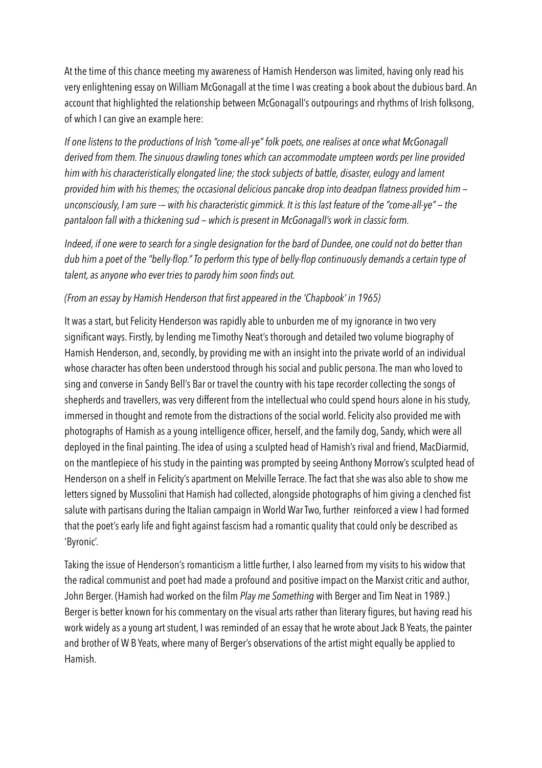At the time of this chance meeting my awareness of Hamish Henderson was limited, having only read his very enlightening essay on William McGonagall at the time I was creating a book about the dubious bard. An account that highlighted the relationship between McGonagall's outpourings and rhythms of Irish folksong, of which I can give an example here:

*If one listens to the productions of Irish "come-all-ye" folk poets, one realises at once what McGonagall derived from them. The sinuous drawling tones which can accommodate umpteen words per line provided him with his characteristically elongated line; the stock subjects of battle, disaster, eulogy and lament provided him with his themes; the occasional delicious pancake drop into deadpan flatness provided him — unconsciously, I am sure -— with his characteristic gimmick. It is this last feature of the "come-all-ye" — the pantaloon fall with a thickening sud — which is present in McGonagall's work in classic form.*

*Indeed, if one were to search for a single designation for the bard of Dundee, one could not do better than dub him a poet of the "belly-flop." To perform this type of belly-flop continuously demands a certain type of talent, as anyone who ever tries to parody him soon finds out.*

*(From an essay by Hamish Henderson that first appeared in the 'Chapbook' in 1965)*

It was a start, but Felicity Henderson was rapidly able to unburden me of my ignorance in two very significant ways. Firstly, by lending me Timothy Neat's thorough and detailed two volume biography of Hamish Henderson, and, secondly, by providing me with an insight into the private world of an individual whose character has often been understood through his social and public persona. The man who loved to sing and converse in Sandy Bell's Bar or travel the country with his tape recorder collecting the songs of shepherds and travellers, was very different from the intellectual who could spend hours alone in his study, immersed in thought and remote from the distractions of the social world. Felicity also provided me with photographs of Hamish as a young intelligence officer, herself, and the family dog, Sandy, which were all deployed in the final painting. The idea of using a sculpted head of Hamish's rival and friend, MacDiarmid, on the mantlepiece of his study in the painting was prompted by seeing Anthony Morrow's sculpted head of Henderson on a shelf in Felicity's apartment on Melville Terrace. The fact that she was also able to show me letters signed by Mussolini that Hamish had collected, alongside photographs of him giving a clenched fist salute with partisans during the Italian campaign in World War Two, further reinforced a view I had formed that the poet's early life and fight against fascism had a romantic quality that could only be described as 'Byronic'.

Taking the issue of Henderson's romanticism a little further, I also learned from my visits to his widow that the radical communist and poet had made a profound and positive impact on the Marxist critic and author, John Berger. (Hamish had worked on the film *Play me Something* with Berger and Tim Neat in 1989.) Berger is better known for his commentary on the visual arts rather than literary figures, but having read his work widely as a young art student, I was reminded of an essay that he wrote about Jack B Yeats, the painter and brother of W B Yeats, where many of Berger's observations of the artist might equally be applied to Hamish.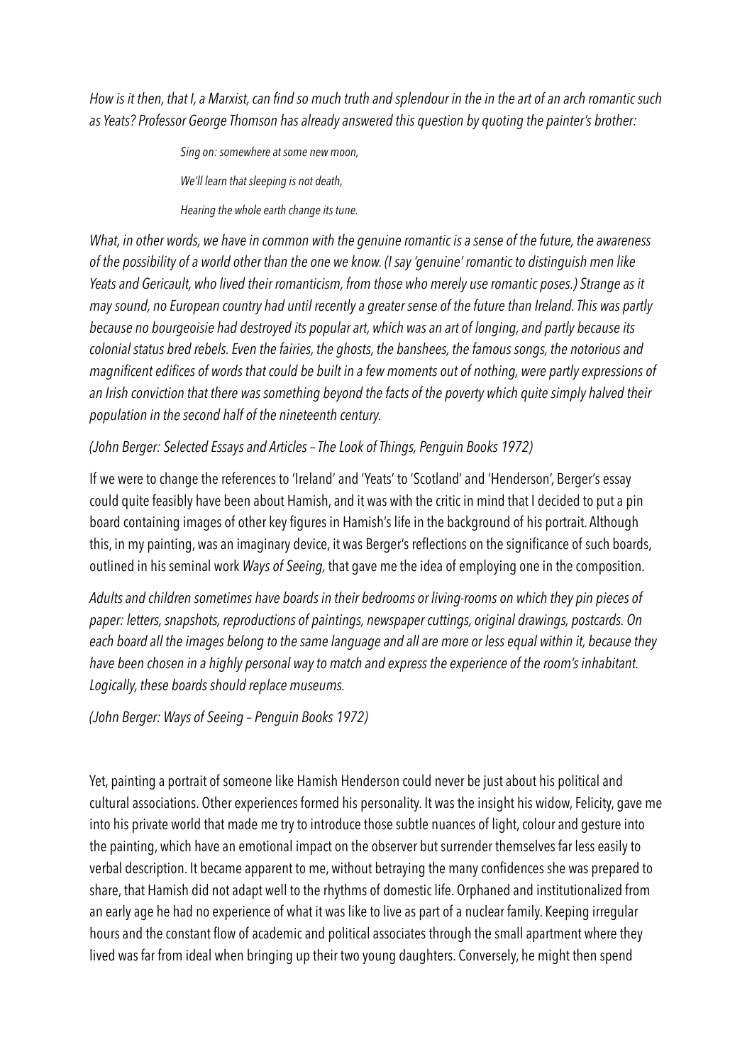*How is it then, that I, a Marxist, can find so much truth and splendour in the in the art of an arch romantic such as Yeats? Professor George Thomson has already answered this question by quoting the painter's brother:*

> *Sing on: somewhere at some new moon,*
>
> *We'll learn that sleeping is not death,*
>
> *Hearing the whole earth change its tune.*

*What, in other words, we have in common with the genuine romantic is a sense of the future, the awareness of the possibility of a world other than the one we know. (I say 'genuine' romantic to distinguish men like Yeats and Gericault, who lived their romanticism, from those who merely use romantic poses.) Strange as it may sound, no European country had until recently a greater sense of the future than Ireland. This was partly because no bourgeoisie had destroyed its popular art, which was an art of longing, and partly because its colonial status bred rebels. Even the fairies, the ghosts, the banshees, the famous songs, the notorious and magnificent edifices of words that could be built in a few moments out of nothing, were partly expressions of an Irish conviction that there was something beyond the facts of the poverty which quite simply halved their population in the second half of the nineteenth century.*

*(John Berger: Selected Essays and Articles – The Look of Things, Penguin Books 1972)*

If we were to change the references to 'Ireland' and 'Yeats' to 'Scotland' and 'Henderson', Berger's essay could quite feasibly have been about Hamish, and it was with the critic in mind that I decided to put a pin board containing images of other key figures in Hamish's life in the background of his portrait. Although this, in my painting, was an imaginary device, it was Berger's reflections on the significance of such boards, outlined in his seminal work *Ways of Seeing,* that gave me the idea of employing one in the composition.

*Adults and children sometimes have boards in their bedrooms or living-rooms on which they pin pieces of paper: letters, snapshots, reproductions of paintings, newspaper cuttings, original drawings, postcards. On each board all the images belong to the same language and all are more or less equal within it, because they have been chosen in a highly personal way to match and express the experience of the room's inhabitant. Logically, these boards should replace museums.*

*(John Berger: Ways of Seeing – Penguin Books 1972)*

Yet, painting a portrait of someone like Hamish Henderson could never be just about his political and cultural associations. Other experiences formed his personality. It was the insight his widow, Felicity, gave me into his private world that made me try to introduce those subtle nuances of light, colour and gesture into the painting, which have an emotional impact on the observer but surrender themselves far less easily to verbal description. It became apparent to me, without betraying the many confidences she was prepared to share, that Hamish did not adapt well to the rhythms of domestic life. Orphaned and institutionalized from an early age he had no experience of what it was like to live as part of a nuclear family. Keeping irregular hours and the constant flow of academic and political associates through the small apartment where they lived was far from ideal when bringing up their two young daughters. Conversely, he might then spend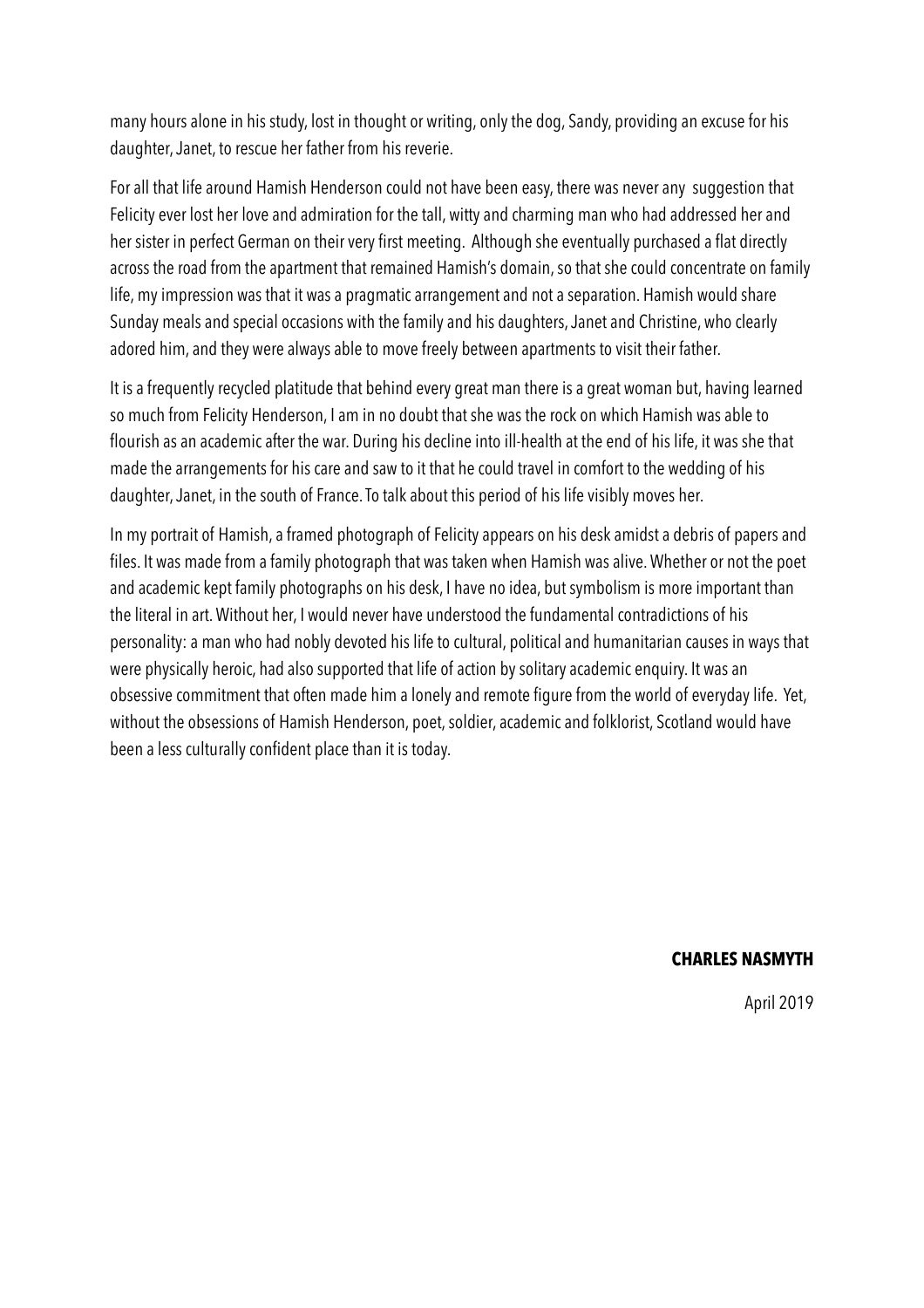many hours alone in his study, lost in thought or writing, only the dog, Sandy, providing an excuse for his daughter, Janet, to rescue her father from his reverie.

For all that life around Hamish Henderson could not have been easy, there was never any suggestion that Felicity ever lost her love and admiration for the tall, witty and charming man who had addressed her and her sister in perfect German on their very first meeting. Although she eventually purchased a flat directly across the road from the apartment that remained Hamish's domain, so that she could concentrate on family life, my impression was that it was a pragmatic arrangement and not a separation. Hamish would share Sunday meals and special occasions with the family and his daughters, Janet and Christine, who clearly adored him, and they were always able to move freely between apartments to visit their father.

It is a frequently recycled platitude that behind every great man there is a great woman but, having learned so much from Felicity Henderson, I am in no doubt that she was the rock on which Hamish was able to flourish as an academic after the war. During his decline into ill-health at the end of his life, it was she that made the arrangements for his care and saw to it that he could travel in comfort to the wedding of his daughter, Janet, in the south of France. To talk about this period of his life visibly moves her.

In my portrait of Hamish, a framed photograph of Felicity appears on his desk amidst a debris of papers and files. It was made from a family photograph that was taken when Hamish was alive. Whether or not the poet and academic kept family photographs on his desk, I have no idea, but symbolism is more important than the literal in art. Without her, I would never have understood the fundamental contradictions of his personality: a man who had nobly devoted his life to cultural, political and humanitarian causes in ways that were physically heroic, had also supported that life of action by solitary academic enquiry. It was an obsessive commitment that often made him a lonely and remote figure from the world of everyday life. Yet, without the obsessions of Hamish Henderson, poet, soldier, academic and folklorist, Scotland would have been a less culturally confident place than it is today.

**CHARLES NASMYTH**

April 2019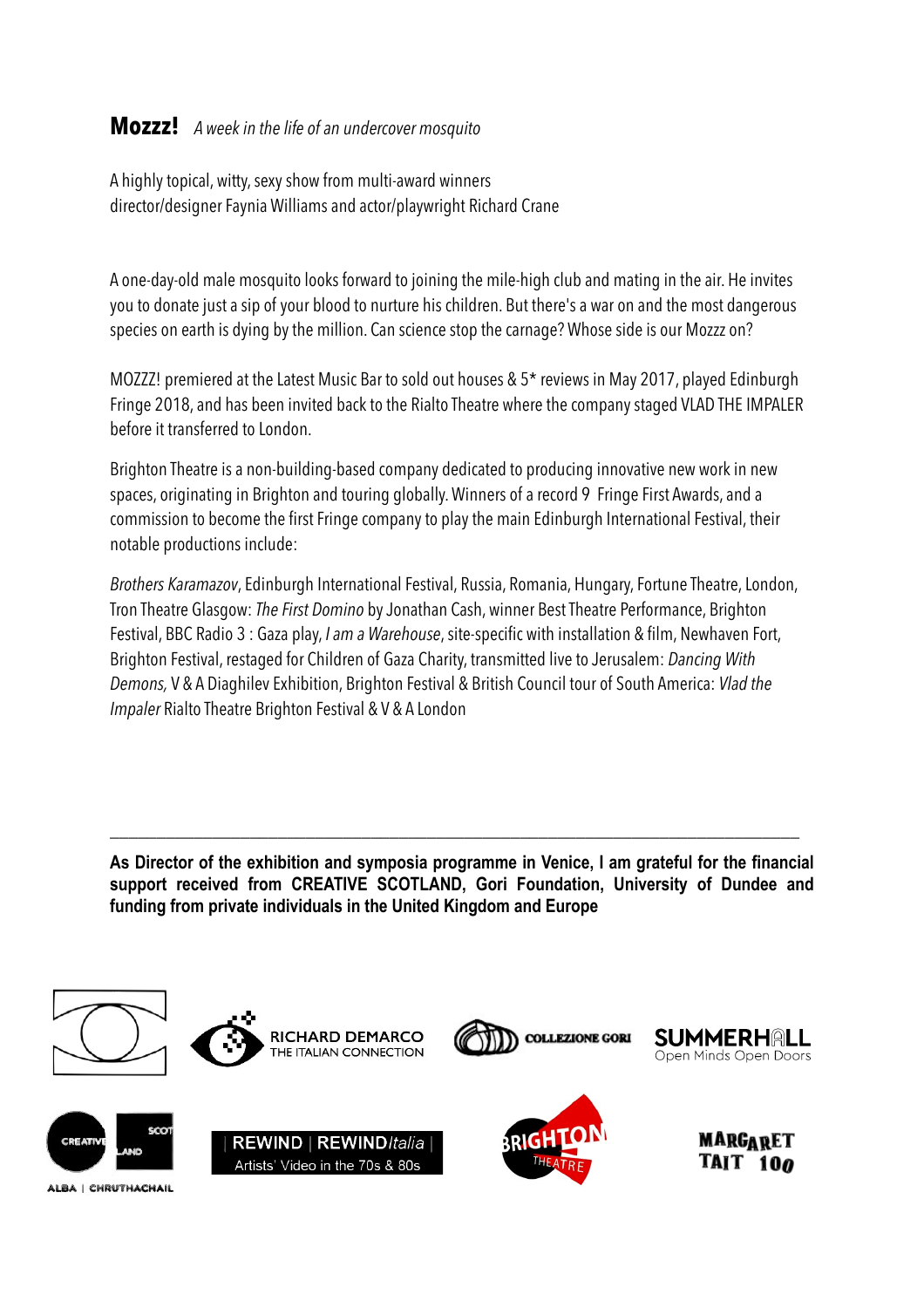**Mozzz!** *A week in the life of an undercover mosquito*

A highly topical, witty, sexy show from multi-award winners director/designer Faynia Williams and actor/playwright Richard Crane

A one-day-old male mosquito looks forward to joining the mile-high club and mating in the air. He invites you to donate just a sip of your blood to nurture his children. But there's a war on and the most dangerous species on earth is dying by the million. Can science stop the carnage? Whose side is our Mozzz on?

MOZZZ! premiered at the Latest Music Bar to sold out houses & 5* reviews in May 2017, played Edinburgh Fringe 2018, and has been invited back to the Rialto Theatre where the company staged VLAD THE IMPALER before it transferred to London.

Brighton Theatre is a non-building-based company dedicated to producing innovative new work in new spaces, originating in Brighton and touring globally. Winners of a record 9 Fringe First Awards, and a commission to become the first Fringe company to play the main Edinburgh International Festival, their notable productions include:

*Brothers Karamazov*, Edinburgh International Festival, Russia, Romania, Hungary, Fortune Theatre, London, Tron Theatre Glasgow: *The First Domino* by Jonathan Cash, winner Best Theatre Performance, Brighton Festival, BBC Radio 3 : Gaza play, *I am a Warehouse*, site-specific with installation & film, Newhaven Fort, Brighton Festival, restaged for Children of Gaza Charity, transmitted live to Jerusalem: *Dancing With Demons,* V & A Diaghilev Exhibition, Brighton Festival & British Council tour of South America: *Vlad the Impaler* Rialto Theatre Brighton Festival & V & A London

---

**As Director of the exhibition and symposia programme in Venice, I am grateful for the financial support received from CREATIVE SCOTLAND, Gori Foundation, University of Dundee and funding from private individuals in the United Kingdom and Europe**

RICHARD DEMARCO
THE ITALIAN CONNECTION

COLLEZIONE GORI

SUMMERHALL
Open Minds Open Doors

CREATIVE SCOTLAND
ALBA | CHRUTHACHAIL

REWIND | REWIND*Italia*
Artists' Video in the 70s & 80s

BRIGHTON THEATRE

MARGARET TAIT 100